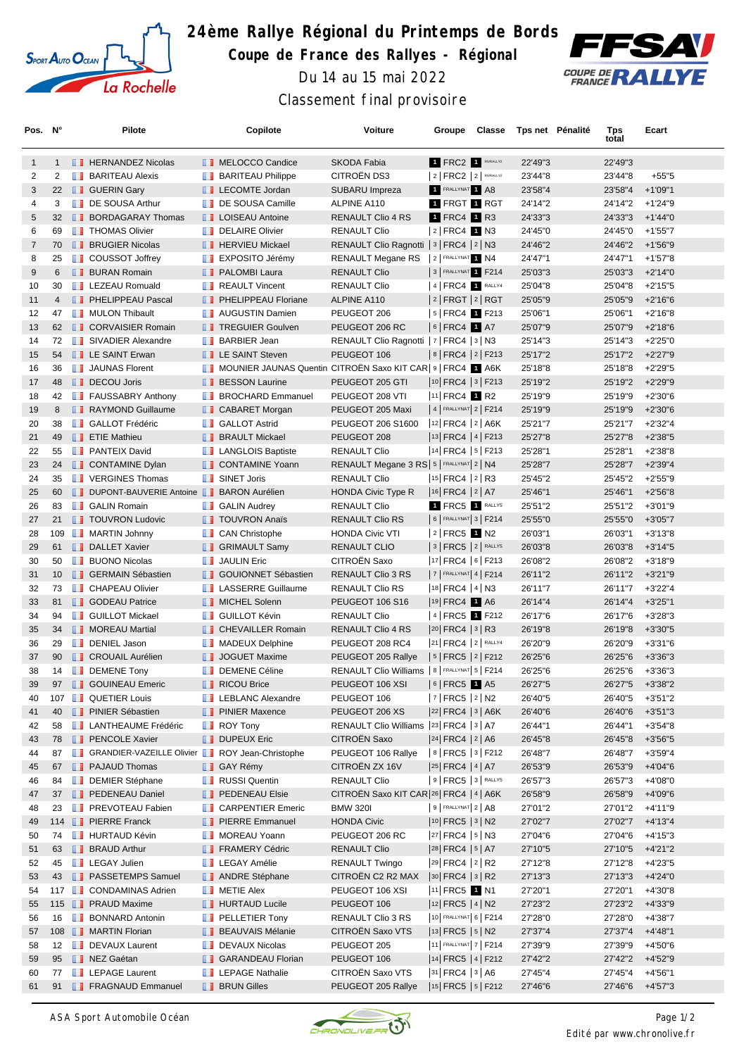# 24ème Rallye Régional du Printemps de Bords

## Coupe de France des Rallyes - Régional

Du 14 au 15 mai 2022

Classement final provisoire

| Pos. | N° | Pilote | Copilote | Voiture | Groupe | Classe | Tps net | Pénalité | Tps total | Ecart |
|---|---|---|---|---|---|---|---|---|---|---|
| 1 | 1 | HERNANDEZ Nicolas | MELOCCO Candice | SKODA Fabia | 1 FRC2 | 1 R5/RALLY2 | 22'49"3 | | 22'49"3 | |
| 2 | 2 | BARITEAU Alexis | BARITEAU Philippe | CITROËN DS3 | 2 FRC2 | 2 R5/RALLY2 | 23'44"8 | | 23'44"8 | +55"5 |
| 3 | 22 | GUERIN Gary | LECOMTE Jordan | SUBARU Impreza | 1 FRALLYNAT | 1 A8 | 23'58"4 | | 23'58"4 | +1'09"1 |
| 4 | 3 | DE SOUSA Arthur | DE SOUSA Camille | ALPINE A110 | 1 FRGT | 1 RGT | 24'14"2 | | 24'14"2 | +1'24"9 |
| 5 | 32 | BORDAGARAY Thomas | LOISEAU Antoine | RENAULT Clio 4 RS | 1 FRC4 | 1 R3 | 24'33"3 | | 24'33"3 | +1'44"0 |
| 6 | 69 | THOMAS Olivier | DELAIRE Olivier | RENAULT Clio | 2 FRC4 | 1 N3 | 24'45"0 | | 24'45"0 | +1'55"7 |
| 7 | 70 | BRUGIER Nicolas | HERVIEU Mickael | RENAULT Clio Ragnotti | 3 FRC4 | 2 N3 | 24'46"2 | | 24'46"2 | +1'56"9 |
| 8 | 25 | COUSSOT Joffrey | EXPOSITO Jérémy | RENAULT Megane RS | 2 FRALLYNAT | 1 N4 | 24'47"1 | | 24'47"1 | +1'57"8 |
| 9 | 6 | BURAN Romain | PALOMBI Laura | RENAULT Clio | 3 FRALLYNAT | 1 F214 | 25'03"3 | | 25'03"3 | +2'14"0 |
| 10 | 30 | LEZEAU Romuald | REAULT Vincent | RENAULT Clio | 4 FRC4 | 1 RALLY4 | 25'04"8 | | 25'04"8 | +2'15"5 |
| 11 | 4 | PHELIPPEAU Pascal | PHELIPPEAU Floriane | ALPINE A110 | 2 FRGT | 2 RGT | 25'05"9 | | 25'05"9 | +2'16"6 |
| 12 | 47 | MULON Thibault | AUGUSTIN Damien | PEUGEOT 206 | 5 FRC4 | 1 F213 | 25'06"1 | | 25'06"1 | +2'16"8 |
| 13 | 62 | CORVAISIER Romain | TREGUIER Goulven | PEUGEOT 206 RC | 6 FRC4 | 1 A7 | 25'07"9 | | 25'07"9 | +2'18"6 |
| 14 | 72 | SIVADIER Alexandre | BARBIER Jean | RENAULT Clio Ragnotti | 7 FRC4 | 3 N3 | 25'14"3 | | 25'14"3 | +2'25"0 |
| 15 | 54 | LE SAINT Erwan | LE SAINT Steven | PEUGEOT 106 | 8 FRC4 | 2 F213 | 25'17"2 | | 25'17"2 | +2'27"9 |
| 16 | 36 | JAUNAS Florent | MOUNIER JAUNAS Quentin | CITROËN Saxo KIT CAR | 9 FRC4 | 1 A6K | 25'18"8 | | 25'18"8 | +2'29"5 |
| 17 | 48 | DECOU Joris | BESSON Laurine | PEUGEOT 205 GTI | 10 FRC4 | 3 F213 | 25'19"2 | | 25'19"2 | +2'29"9 |
| 18 | 42 | FAUSSABRY Anthony | BROCHARD Emmanuel | PEUGEOT 208 VTI | 11 FRC4 | 1 R2 | 25'19"9 | | 25'19"9 | +2'30"6 |
| 19 | 8 | RAYMOND Guillaume | CABARET Morgan | PEUGEOT 205 Maxi | 4 FRALLYNAT | 2 F214 | 25'19"9 | | 25'19"9 | +2'30"6 |
| 20 | 38 | GALLOT Frédéric | GALLOT Astrid | PEUGEOT 206 S1600 | 12 FRC4 | 2 A6K | 25'21"7 | | 25'21"7 | +2'32"4 |
| 21 | 49 | ETIE Mathieu | BRAULT Mickael | PEUGEOT 208 | 13 FRC4 | 4 F213 | 25'27"8 | | 25'27"8 | +2'38"5 |
| 22 | 55 | PANTEIX David | LANGLOIS Baptiste | RENAULT Clio | 14 FRC4 | 5 F213 | 25'28"1 | | 25'28"1 | +2'38"8 |
| 23 | 24 | CONTAMINE Dylan | CONTAMINE Yoann | RENAULT Megane 3 RS | 5 FRALLYNAT | 2 N4 | 25'28"7 | | 25'28"7 | +2'39"4 |
| 24 | 35 | VERGINES Thomas | SINET Joris | RENAULT Clio | 15 FRC4 | 2 R3 | 25'45"2 | | 25'45"2 | +2'55"9 |
| 25 | 60 | DUPONT-BAUVERIE Antoine | BARON Aurélien | HONDA Civic Type R | 16 FRC4 | 2 A7 | 25'46"1 | | 25'46"1 | +2'56"8 |
| 26 | 83 | GALIN Romain | GALIN Audrey | RENAULT Clio | 1 FRC5 | 1 RALLY5 | 25'51"2 | | 25'51"2 | +3'01"9 |
| 27 | 21 | TOUVRON Ludovic | TOUVRON Anaïs | RENAULT Clio RS | 6 FRALLYNAT | 3 F214 | 25'55"0 | | 25'55"0 | +3'05"7 |
| 28 | 109 | MARTIN Johnny | CAN Christophe | HONDA Civic VTI | 2 FRC5 | 1 N2 | 26'03"1 | | 26'03"1 | +3'13"8 |
| 29 | 61 | DALLET Xavier | GRIMAULT Samy | RENAULT CLIO | 3 FRC5 | 2 RALLY5 | 26'03"8 | | 26'03"8 | +3'14"5 |
| 30 | 50 | BUONO Nicolas | JAULIN Eric | CITROËN Saxo | 17 FRC4 | 6 F213 | 26'08"2 | | 26'08"2 | +3'18"9 |
| 31 | 10 | GERMAIN Sébastien | GOUIONNET Sébastien | RENAULT Clio 3 RS | 7 FRALLYNAT | 4 F214 | 26'11"2 | | 26'11"2 | +3'21"9 |
| 32 | 73 | CHAPEAU Olivier | LASSERRE Guillaume | RENAULT Clio RS | 18 FRC4 | 4 N3 | 26'11"7 | | 26'11"7 | +3'22"4 |
| 33 | 81 | GODEAU Patrice | MICHEL Solenn | PEUGEOT 106 S16 | 19 FRC4 | 1 A6 | 26'14"4 | | 26'14"4 | +3'25"1 |
| 34 | 94 | GUILLOT Mickael | GUILLOT Kévin | RENAULT Clio | 4 FRC5 | 1 F212 | 26'17"6 | | 26'17"6 | +3'28"3 |
| 35 | 34 | MOREAU Martial | CHEVAILLER Romain | RENAULT Clio 4 RS | 20 FRC4 | 3 R3 | 26'19"8 | | 26'19"8 | +3'30"5 |
| 36 | 29 | DENIEL Jason | MADEUX Delphine | PEUGEOT 208 RC4 | 21 FRC4 | 2 RALLY4 | 26'20"9 | | 26'20"9 | +3'31"6 |
| 37 | 90 | CROUAIL Aurélien | JOGUET Maxime | PEUGEOT 205 Rallye | 5 FRC5 | 2 F212 | 26'25"6 | | 26'25"6 | +3'36"3 |
| 38 | 14 | DEMENE Tony | DEMENE Céline | RENAULT Clio Williams | 8 FRALLYNAT | 5 F214 | 26'25"6 | | 26'25"6 | +3'36"3 |
| 39 | 97 | GOUINEAU Emeric | RICOU Brice | PEUGEOT 106 XSI | 6 FRC5 | 1 A5 | 26'27"5 | | 26'27"5 | +3'38"2 |
| 40 | 107 | QUETIER Louis | LEBLANC Alexandre | PEUGEOT 106 | 7 FRC5 | 2 N2 | 26'40"5 | | 26'40"5 | +3'51"2 |
| 41 | 40 | PINIER Sébastien | PINIER Maxence | PEUGEOT 206 XS | 22 FRC4 | 3 A6K | 26'40"6 | | 26'40"6 | +3'51"3 |
| 42 | 58 | LANTHEAUME Frédéric | ROY Tony | RENAULT Clio Williams | 23 FRC4 | 3 A7 | 26'44"1 | | 26'44"1 | +3'54"8 |
| 43 | 78 | PENCOLE Xavier | DUPEUX Eric | CITROËN Saxo | 24 FRC4 | 2 A6 | 26'45"8 | | 26'45"8 | +3'56"5 |
| 44 | 87 | GRANDIER-VAZEILLE Olivier | ROY Jean-Christophe | PEUGEOT 106 Rallye | 8 FRC5 | 3 F212 | 26'48"7 | | 26'48"7 | +3'59"4 |
| 45 | 67 | PAJAUD Thomas | GAY Rémy | CITROËN ZX 16V | 25 FRC4 | 4 A7 | 26'53"9 | | 26'53"9 | +4'04"6 |
| 46 | 84 | DEMIER Stéphane | RUSSI Quentin | RENAULT Clio | 9 FRC5 | 3 RALLY5 | 26'57"3 | | 26'57"3 | +4'08"0 |
| 47 | 37 | PEDENEAU Daniel | PEDENEAU Elsie | CITROËN Saxo KIT CAR | 26 FRC4 | 4 A6K | 26'58"9 | | 26'58"9 | +4'09"6 |
| 48 | 23 | PREVOTEAU Fabien | CARPENTIER Emeric | BMW 320I | 9 FRALLYNAT | 2 A8 | 27'01"2 | | 27'01"2 | +4'11"9 |
| 49 | 114 | PIERRE Franck | PIERRE Emmanuel | HONDA Civic | 10 FRC5 | 3 N2 | 27'02"7 | | 27'02"7 | +4'13"4 |
| 50 | 74 | HURTAUD Kévin | MOREAU Yoann | PEUGEOT 206 RC | 27 FRC4 | 5 N3 | 27'04"6 | | 27'04"6 | +4'15"3 |
| 51 | 63 | BRAUD Arthur | FRAMERY Cédric | RENAULT Clio | 28 FRC4 | 5 A7 | 27'10"5 | | 27'10"5 | +4'21"2 |
| 52 | 45 | LEGAY Julien | LEGAY Amélie | RENAULT Twingo | 29 FRC4 | 2 R2 | 27'12"8 | | 27'12"8 | +4'23"5 |
| 53 | 43 | PASSETEMPS Samuel | ANDRE Stéphane | CITROËN C2 R2 MAX | 30 FRC4 | 3 R2 | 27'13"3 | | 27'13"3 | +4'24"0 |
| 54 | 117 | CONDAMINAS Adrien | METIE Alex | PEUGEOT 106 XSI | 11 FRC5 | 1 N1 | 27'20"1 | | 27'20"1 | +4'30"8 |
| 55 | 115 | PRAUD Maxime | HURTAUD Lucile | PEUGEOT 106 | 12 FRC5 | 4 N2 | 27'23"2 | | 27'23"2 | +4'33"9 |
| 56 | 16 | BONNARD Antonin | PELLETIER Tony | RENAULT Clio 3 RS | 10 FRALLYNAT | 6 F214 | 27'28"0 | | 27'28"0 | +4'38"7 |
| 57 | 108 | MARTIN Florian | BEAUVAIS Mélanie | CITROËN Saxo VTS | 13 FRC5 | 5 N2 | 27'37"4 | | 27'37"4 | +4'48"1 |
| 58 | 12 | DEVAUX Laurent | DEVAUX Nicolas | PEUGEOT 205 | 11 FRALLYNAT | 7 F214 | 27'39"9 | | 27'39"9 | +4'50"6 |
| 59 | 95 | NEZ Gaétan | GARANDEAU Florian | PEUGEOT 106 | 14 FRC5 | 4 F212 | 27'42"2 | | 27'42"2 | +4'52"9 |
| 60 | 77 | LEPAGE Laurent | LEPAGE Nathalie | CITROËN Saxo VTS | 31 FRC4 | 3 A6 | 27'45"4 | | 27'45"4 | +4'56"1 |
| 61 | 91 | FRAGNAUD Emmanuel | BRUN Gilles | PEUGEOT 205 Rallye | 15 FRC5 | 5 F212 | 27'46"6 | | 27'46"6 | +4'57"3 |

ASA Sport Automobile Océan

Edité par www.chronolive.fr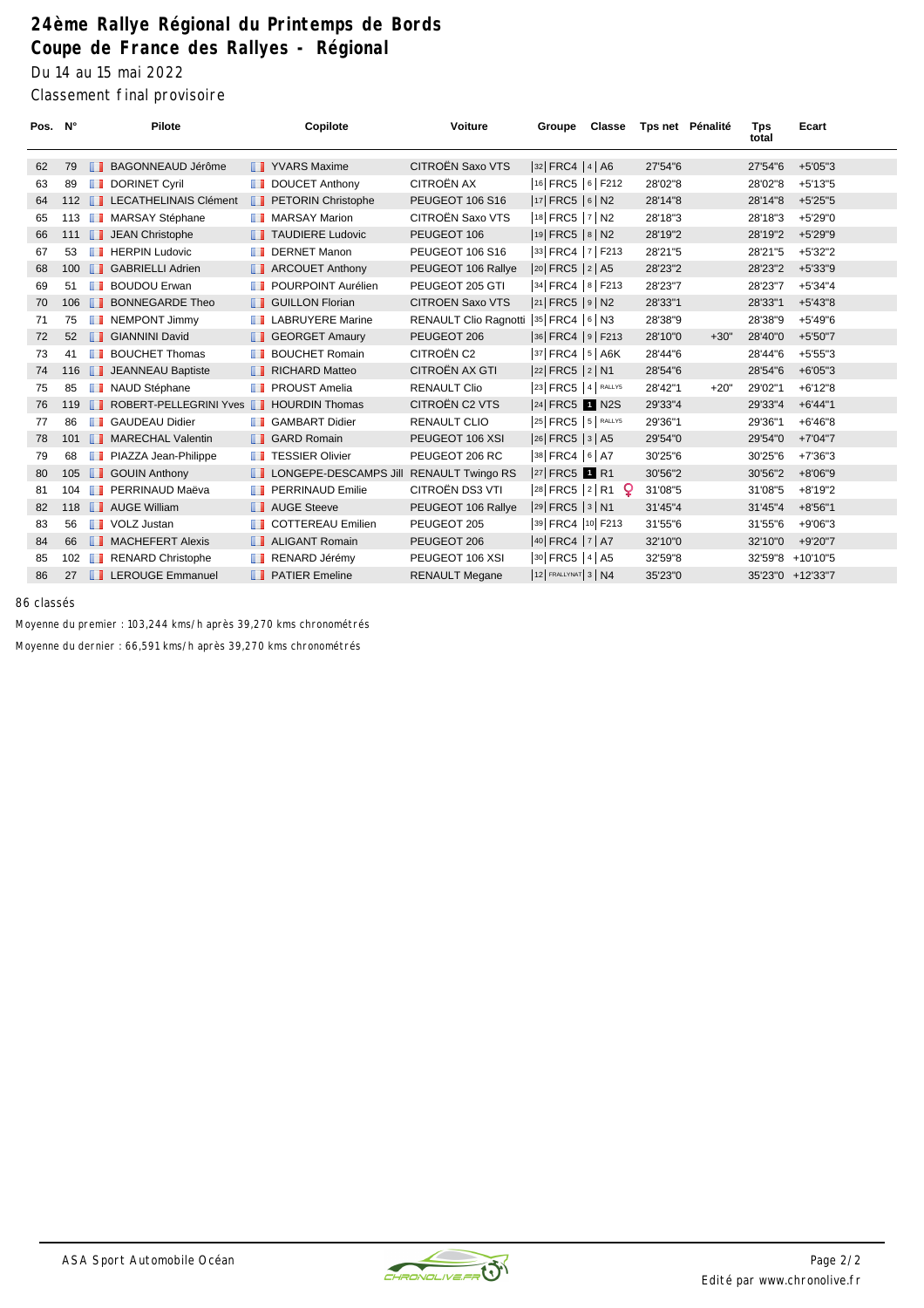# 24ème Rallye Régional du Printemps de Bords
# Coupe de France des Rallyes - Régional

Du 14 au 15 mai 2022

Classement final provisoire

| Pos. | N° | Pilote | Copilote | Voiture | Groupe | Classe | Tps net | Pénalité | Tps total | Ecart |
|---|---|---|---|---|---|---|---|---|---|---|
| 62 | 79 | BAGONNEAUD Jérôme | YVARS Maxime | CITROËN Saxo VTS | 32 FRC4 | 4 A6 | 27'54"6 | | 27'54"6 | +5'05"3 |
| 63 | 89 | DORINET Cyril | DOUCET Anthony | CITROËN AX | 16 FRC5 | 6 F212 | 28'02"8 | | 28'02"8 | +5'13"5 |
| 64 | 112 | LECATHELINAIS Clément | PETORIN Christophe | PEUGEOT 106 S16 | 17 FRC5 | 6 N2 | 28'14"8 | | 28'14"8 | +5'25"5 |
| 65 | 113 | MARSAY Stéphane | MARSAY Marion | CITROËN Saxo VTS | 18 FRC5 | 7 N2 | 28'18"3 | | 28'18"3 | +5'29"0 |
| 66 | 111 | JEAN Christophe | TAUDIERE Ludovic | PEUGEOT 106 | 19 FRC5 | 8 N2 | 28'19"2 | | 28'19"2 | +5'29"9 |
| 67 | 53 | HERPIN Ludovic | DERNET Manon | PEUGEOT 106 S16 | 33 FRC4 | 7 F213 | 28'21"5 | | 28'21"5 | +5'32"2 |
| 68 | 100 | GABRIELLI Adrien | ARCOUET Anthony | PEUGEOT 106 Rallye | 20 FRC5 | 2 A5 | 28'23"2 | | 28'23"2 | +5'33"9 |
| 69 | 51 | BOUDOU Erwan | POURPOINT Aurélien | PEUGEOT 205 GTI | 34 FRC4 | 8 F213 | 28'23"7 | | 28'23"7 | +5'34"4 |
| 70 | 106 | BONNEGARDE Theo | GUILLON Florian | CITROEN Saxo VTS | 21 FRC5 | 9 N2 | 28'33"1 | | 28'33"1 | +5'43"8 |
| 71 | 75 | NEMPONT Jimmy | LABRUYERE Marine | RENAULT Clio Ragnotti | 35 FRC4 | 6 N3 | 28'38"9 | | 28'38"9 | +5'49"6 |
| 72 | 52 | GIANNINI David | GEORGET Amaury | PEUGEOT 206 | 36 FRC4 | 9 F213 | 28'10"0 | +30" | 28'40"0 | +5'50"7 |
| 73 | 41 | BOUCHET Thomas | BOUCHET Romain | CITROËN C2 | 37 FRC4 | 5 A6K | 28'44"6 | | 28'44"6 | +5'55"3 |
| 74 | 116 | JEANNEAU Baptiste | RICHARD Matteo | CITROËN AX GTI | 22 FRC5 | 2 N1 | 28'54"6 | | 28'54"6 | +6'05"3 |
| 75 | 85 | NAUD Stéphane | PROUST Amelia | RENAULT Clio | 23 FRC5 | 4 RALLY5 | 28'42"1 | +20" | 29'02"1 | +6'12"8 |
| 76 | 119 | ROBERT-PELLEGRINI Yves | HOURDIN Thomas | CITROËN C2 VTS | 24 FRC5 | 1 N2S | 29'33"4 | | 29'33"4 | +6'44"1 |
| 77 | 86 | GAUDEAU Didier | GAMBART Didier | RENAULT CLIO | 25 FRC5 | 5 RALLY5 | 29'36"1 | | 29'36"1 | +6'46"8 |
| 78 | 101 | MARECHAL Valentin | GARD Romain | PEUGEOT 106 XSI | 26 FRC5 | 3 A5 | 29'54"0 | | 29'54"0 | +7'04"7 |
| 79 | 68 | PIAZZA Jean-Philippe | TESSIER Olivier | PEUGEOT 206 RC | 38 FRC4 | 6 A7 | 30'25"6 | | 30'25"6 | +7'36"3 |
| 80 | 105 | GOUIN Anthony | LONGEPE-DESCAMPS Jill | RENAULT Twingo RS | 27 FRC5 | 1 R1 | 30'56"2 | | 30'56"2 | +8'06"9 |
| 81 | 104 | PERRINAUD Maëva | PERRINAUD Emilie | CITROËN DS3 VTI | 28 FRC5 | 2 R1 ♀ | 31'08"5 | | 31'08"5 | +8'19"2 |
| 82 | 118 | AUGE William | AUGE Steeve | PEUGEOT 106 Rallye | 29 FRC5 | 3 N1 | 31'45"4 | | 31'45"4 | +8'56"1 |
| 83 | 56 | VOLZ Justan | COTTEREAU Emilien | PEUGEOT 205 | 39 FRC4 | 10 F213 | 31'55"6 | | 31'55"6 | +9'06"3 |
| 84 | 66 | MACHEFERT Alexis | ALIGANT Romain | PEUGEOT 206 | 40 FRC4 | 7 A7 | 32'10"0 | | 32'10"0 | +9'20"7 |
| 85 | 102 | RENARD Christophe | RENARD Jérémy | PEUGEOT 106 XSI | 30 FRC5 | 4 A5 | 32'59"8 | | 32'59"8 | +10'10"5 |
| 86 | 27 | LEROUGE Emmanuel | PATIER Emeline | RENAULT Megane | 12 FRALLYNAT | 3 N4 | 35'23"0 | | 35'23"0 | +12'33"7 |

86 classés

Moyenne du premier : 103,244 kms/h après 39,270 kms chronométrés

Moyenne du dernier : 66,591 kms/h après 39,270 kms chronométrés

ASA Sport Automobile Océan

Edité par www.chronolive.fr